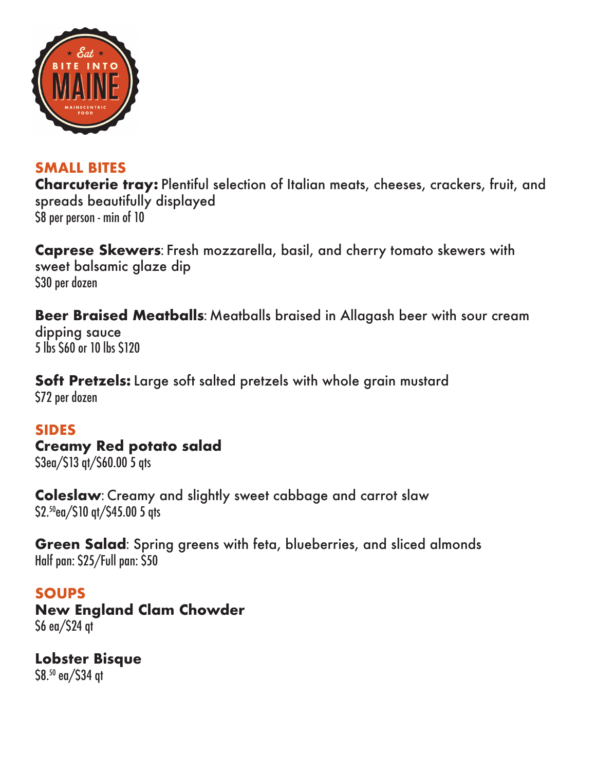## SMALL BITES

**Charcuterie tray:** Plentiful selection of Italian meats, cheeses, crackers, fruit, and spreads beautifully displayed
$8 per person - min of 10

**Caprese Skewers**: Fresh mozzarella, basil, and cherry tomato skewers with sweet balsamic glaze dip
$30 per dozen

**Beer Braised Meatballs**: Meatballs braised in Allagash beer with sour cream dipping sauce
5 lbs $60 or 10 lbs $120

**Soft Pretzels:** Large soft salted pretzels with whole grain mustard
$72 per dozen

## SIDES

**Creamy Red potato salad**
$3ea/$13 qt/$60.00 5 qts

**Coleslaw**: Creamy and slightly sweet cabbage and carrot slaw
$2.50ea/$10 qt/$45.00 5 qts

**Green Salad**: Spring greens with feta, blueberries, and sliced almonds
Half pan: $25/Full pan: $50

## SOUPS

**New England Clam Chowder**
$6 ea/$24 qt

**Lobster Bisque**
$8.50 ea/$34 qt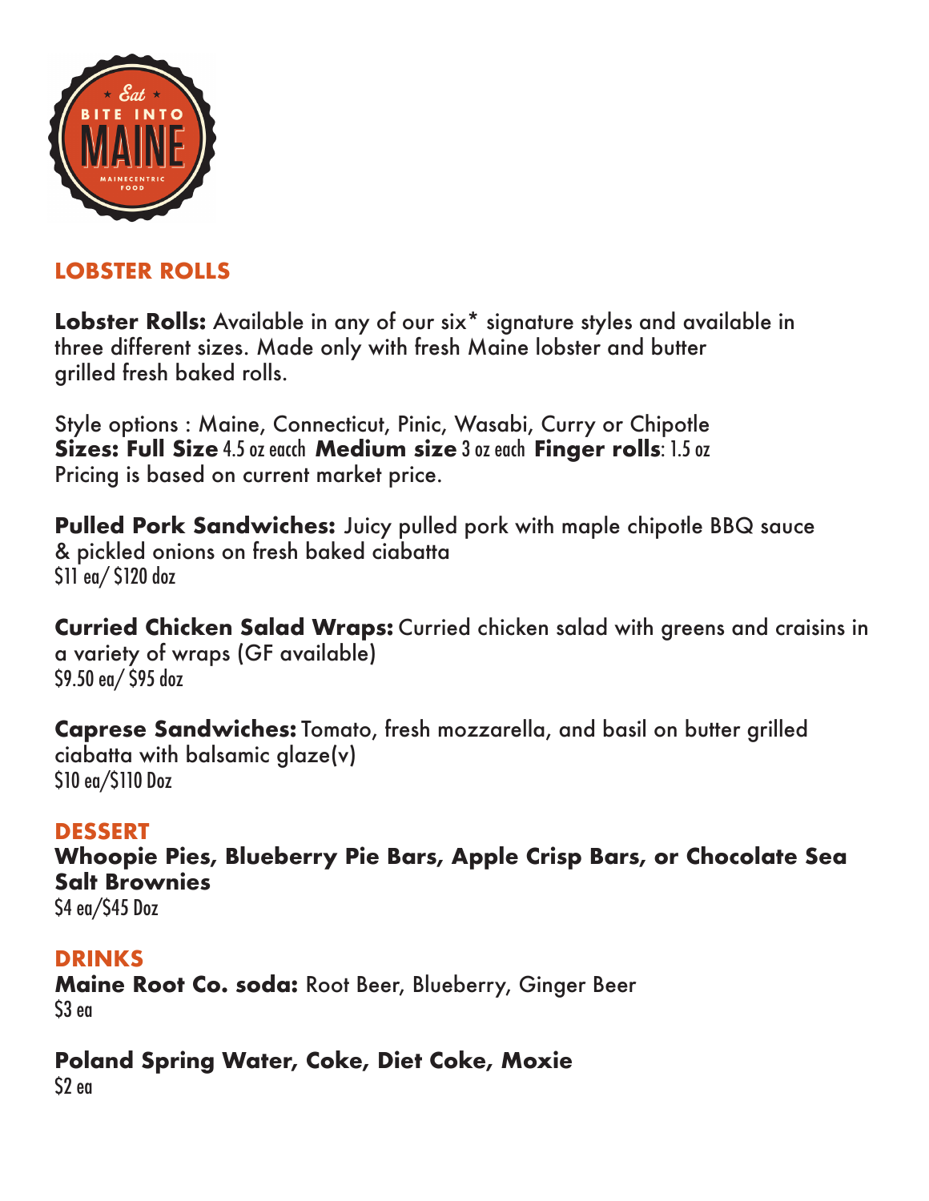## LOBSTER ROLLS

**Lobster Rolls:** Available in any of our six* signature styles and available in three different sizes. Made only with fresh Maine lobster and butter grilled fresh baked rolls.

Style options : Maine, Connecticut, Pinic, Wasabi, Curry or Chipotle
**Sizes: Full Size** 4.5 oz eacch **Medium size** 3 oz each **Finger rolls**: 1.5 oz
Pricing is based on current market price.

**Pulled Pork Sandwiches:** Juicy pulled pork with maple chipotle BBQ sauce & pickled onions on fresh baked ciabatta
$11 ea/ $120 doz

**Curried Chicken Salad Wraps:** Curried chicken salad with greens and craisins in a variety of wraps (GF available)
$9.50 ea/ $95 doz

**Caprese Sandwiches:** Tomato, fresh mozzarella, and basil on butter grilled ciabatta with balsamic glaze(v)
$10 ea/$110 Doz

## DESSERT

**Whoopie Pies, Blueberry Pie Bars, Apple Crisp Bars, or Chocolate Sea Salt Brownies**
$4 ea/$45 Doz

## DRINKS

**Maine Root Co. soda:** Root Beer, Blueberry, Ginger Beer
$3 ea

**Poland Spring Water, Coke, Diet Coke, Moxie**
$2 ea